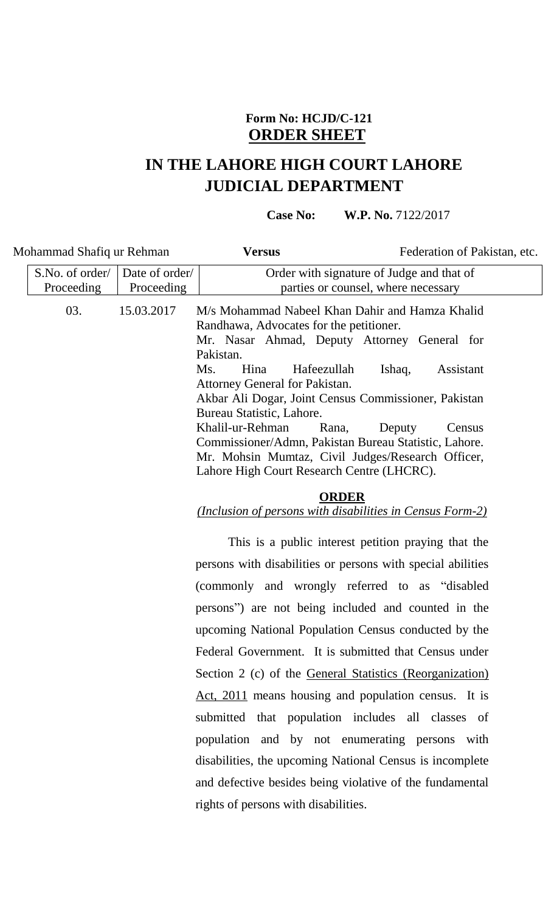**Form No: HCJD/C-121**
**ORDER SHEET**

# IN THE LAHORE HIGH COURT LAHORE JUDICIAL DEPARTMENT

**Case No:** **W.P. No.** 7122/2017

Mohammad Shafiq ur Rehman **Versus** Federation of Pakistan, etc.

| S.No. of order/ Proceeding | Date of order/ Proceeding | Order with signature of Judge and that of parties or counsel, where necessary |
|---|---|---|
| 03. | 15.03.2017 | M/s Mohammad Nabeel Khan Dahir and Hamza Khalid Randhawa, Advocates for the petitioner. Mr. Nasar Ahmad, Deputy Attorney General for Pakistan. Ms. Hina Hafeezullah Ishaq, Assistant Attorney General for Pakistan. Akbar Ali Dogar, Joint Census Commissioner, Pakistan Bureau Statistic, Lahore. Khalil-ur-Rehman Rana, Deputy Census Commissioner/Admn, Pakistan Bureau Statistic, Lahore. Mr. Mohsin Mumtaz, Civil Judges/Research Officer, Lahore High Court Research Centre (LHCRC). |

**ORDER**

*(Inclusion of persons with disabilities in Census Form-2)*

This is a public interest petition praying that the persons with disabilities or persons with special abilities (commonly and wrongly referred to as "disabled persons") are not being included and counted in the upcoming National Population Census conducted by the Federal Government. It is submitted that Census under Section 2 (c) of the General Statistics (Reorganization) Act, 2011 means housing and population census. It is submitted that population includes all classes of population and by not enumerating persons with disabilities, the upcoming National Census is incomplete and defective besides being violative of the fundamental rights of persons with disabilities.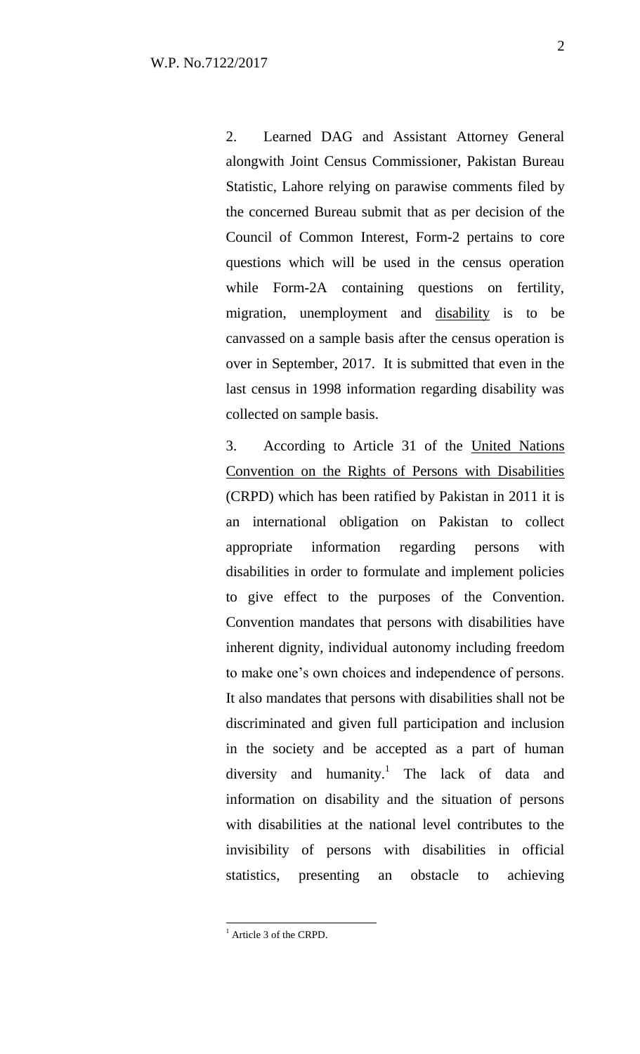2. Learned DAG and Assistant Attorney General alongwith Joint Census Commissioner, Pakistan Bureau Statistic, Lahore relying on parawise comments filed by the concerned Bureau submit that as per decision of the Council of Common Interest, Form-2 pertains to core questions which will be used in the census operation while Form-2A containing questions on fertility, migration, unemployment and <u>disability</u> is to be canvassed on a sample basis after the census operation is over in September, 2017. It is submitted that even in the last census in 1998 information regarding disability was collected on sample basis.

3. According to Article 31 of the <u>United Nations Convention on the Rights of Persons with Disabilities</u> (CRPD) which has been ratified by Pakistan in 2011 it is an international obligation on Pakistan to collect appropriate information regarding persons with disabilities in order to formulate and implement policies to give effect to the purposes of the Convention. Convention mandates that persons with disabilities have inherent dignity, individual autonomy including freedom to make one's own choices and independence of persons. It also mandates that persons with disabilities shall not be discriminated and given full participation and inclusion in the society and be accepted as a part of human diversity and humanity.[1] The lack of data and information on disability and the situation of persons with disabilities at the national level contributes to the invisibility of persons with disabilities in official statistics, presenting an obstacle to achieving

---

[1] Article 3 of the CRPD.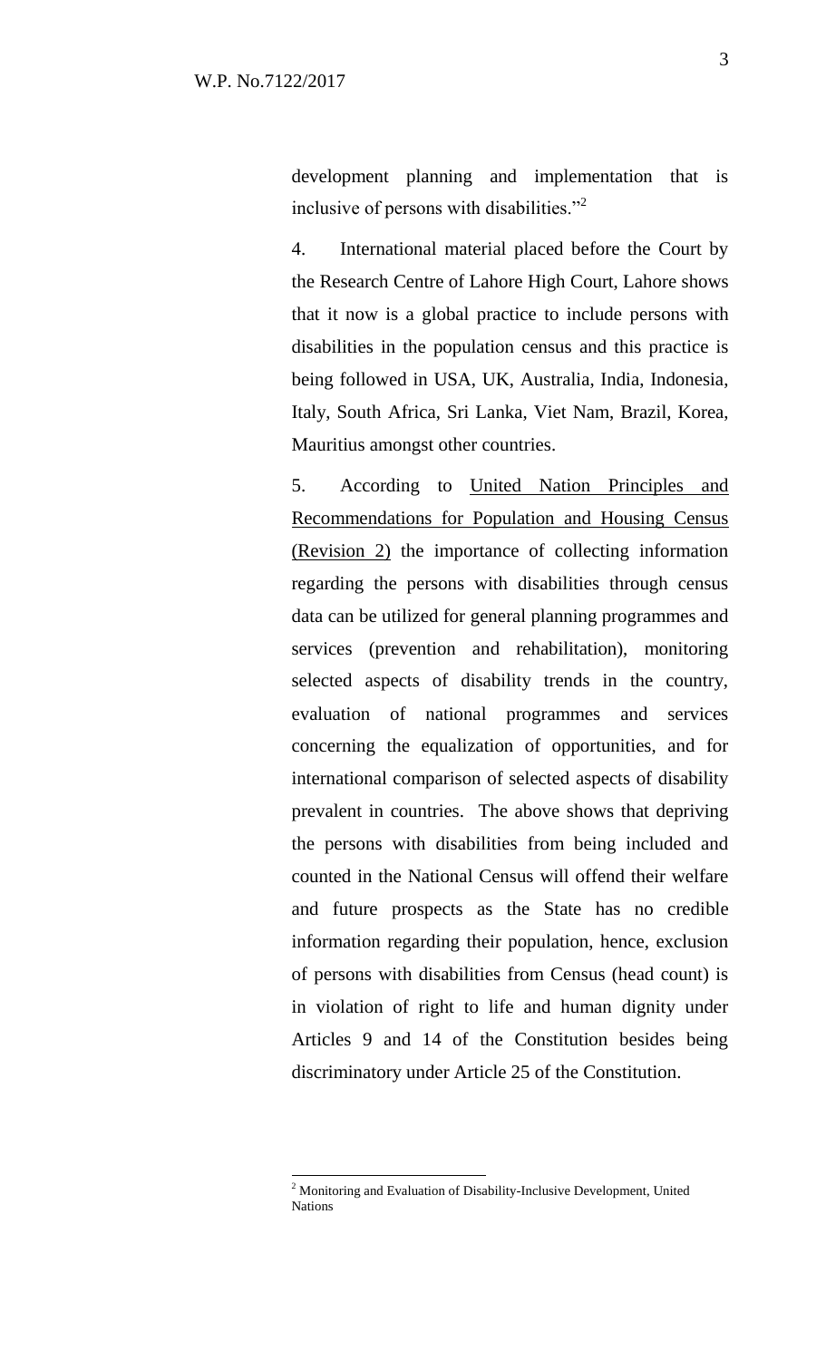development planning and implementation that is inclusive of persons with disabilities."[2]

4. International material placed before the Court by the Research Centre of Lahore High Court, Lahore shows that it now is a global practice to include persons with disabilities in the population census and this practice is being followed in USA, UK, Australia, India, Indonesia, Italy, South Africa, Sri Lanka, Viet Nam, Brazil, Korea, Mauritius amongst other countries.

5. According to <u>United Nation Principles and Recommendations for Population and Housing Census (Revision 2)</u> the importance of collecting information regarding the persons with disabilities through census data can be utilized for general planning programmes and services (prevention and rehabilitation), monitoring selected aspects of disability trends in the country, evaluation of national programmes and services concerning the equalization of opportunities, and for international comparison of selected aspects of disability prevalent in countries. The above shows that depriving the persons with disabilities from being included and counted in the National Census will offend their welfare and future prospects as the State has no credible information regarding their population, hence, exclusion of persons with disabilities from Census (head count) is in violation of right to life and human dignity under Articles 9 and 14 of the Constitution besides being discriminatory under Article 25 of the Constitution.

---

[2] Monitoring and Evaluation of Disability-Inclusive Development, United Nations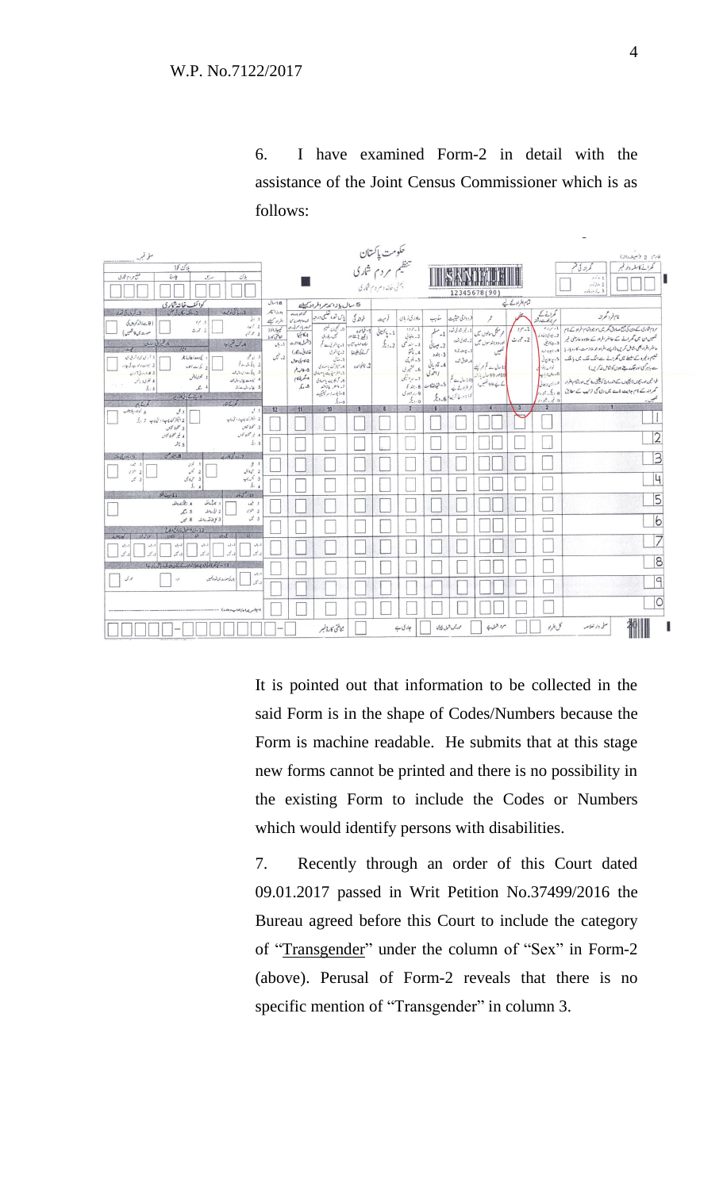6. I have examined Form-2 in detail with the assistance of the Joint Census Commissioner which is as follows:

It is pointed out that information to be collected in the said Form is in the shape of Codes/Numbers because the Form is machine readable. He submits that at this stage new forms cannot be printed and there is no possibility in the existing Form to include the Codes or Numbers which would identify persons with disabilities.

7. Recently through an order of this Court dated 09.01.2017 passed in Writ Petition No.37499/2016 the Bureau agreed before this Court to include the category of "Transgender" under the column of "Sex" in Form-2 (above). Perusal of Form-2 reveals that there is no specific mention of "Transgender" in column 3.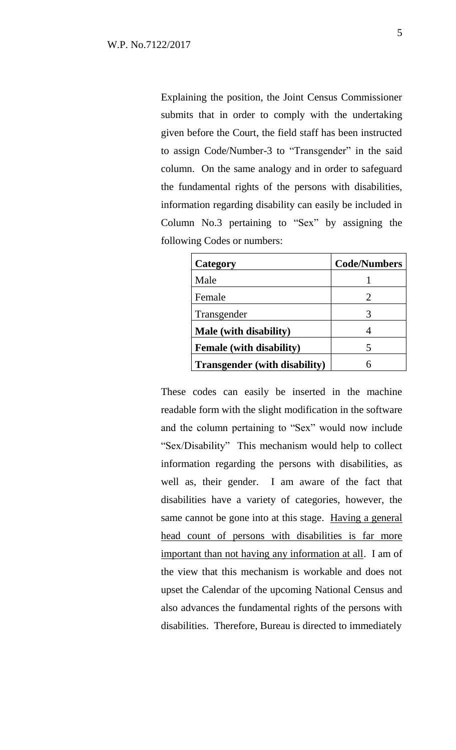Explaining the position, the Joint Census Commissioner submits that in order to comply with the undertaking given before the Court, the field staff has been instructed to assign Code/Number-3 to "Transgender" in the said column. On the same analogy and in order to safeguard the fundamental rights of the persons with disabilities, information regarding disability can easily be included in Column No.3 pertaining to "Sex" by assigning the following Codes or numbers:

| **Category** | **Code/Numbers** |
|---|---|
| Male | 1 |
| Female | 2 |
| Transgender | 3 |
| **Male (with disability)** | 4 |
| **Female (with disability)** | 5 |
| **Transgender (with disability)** | 6 |

These codes can easily be inserted in the machine readable form with the slight modification in the software and the column pertaining to "Sex" would now include "Sex/Disability" This mechanism would help to collect information regarding the persons with disabilities, as well as, their gender. I am aware of the fact that disabilities have a variety of categories, however, the same cannot be gone into at this stage. <u>Having a general head count of persons with disabilities is far more important than not having any information at all</u>. I am of the view that this mechanism is workable and does not upset the Calendar of the upcoming National Census and also advances the fundamental rights of the persons with disabilities. Therefore, Bureau is directed to immediately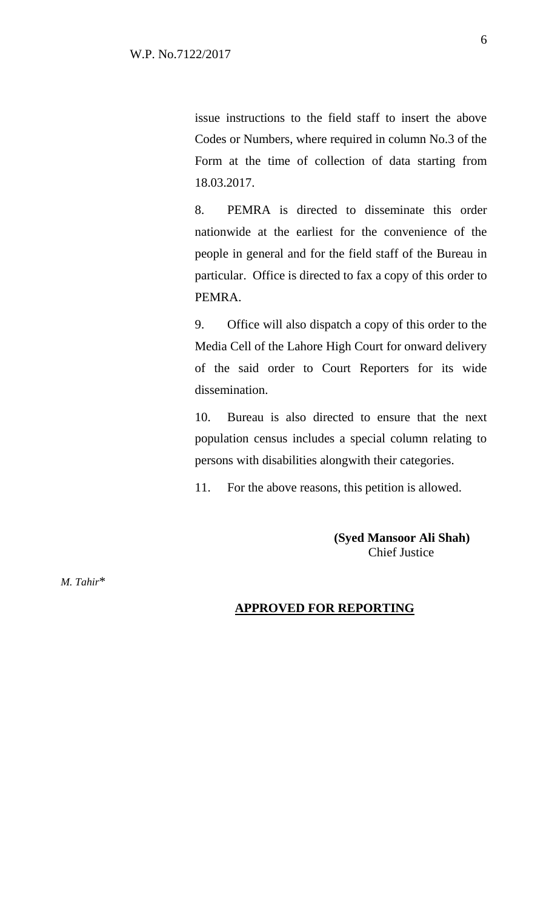issue instructions to the field staff to insert the above Codes or Numbers, where required in column No.3 of the Form at the time of collection of data starting from 18.03.2017.

8. PEMRA is directed to disseminate this order nationwide at the earliest for the convenience of the people in general and for the field staff of the Bureau in particular. Office is directed to fax a copy of this order to PEMRA.

9. Office will also dispatch a copy of this order to the Media Cell of the Lahore High Court for onward delivery of the said order to Court Reporters for its wide dissemination.

10. Bureau is also directed to ensure that the next population census includes a special column relating to persons with disabilities alongwith their categories.

11. For the above reasons, this petition is allowed.

**(Syed Mansoor Ali Shah)**
Chief Justice

*M. Tahir**

**APPROVED FOR REPORTING**